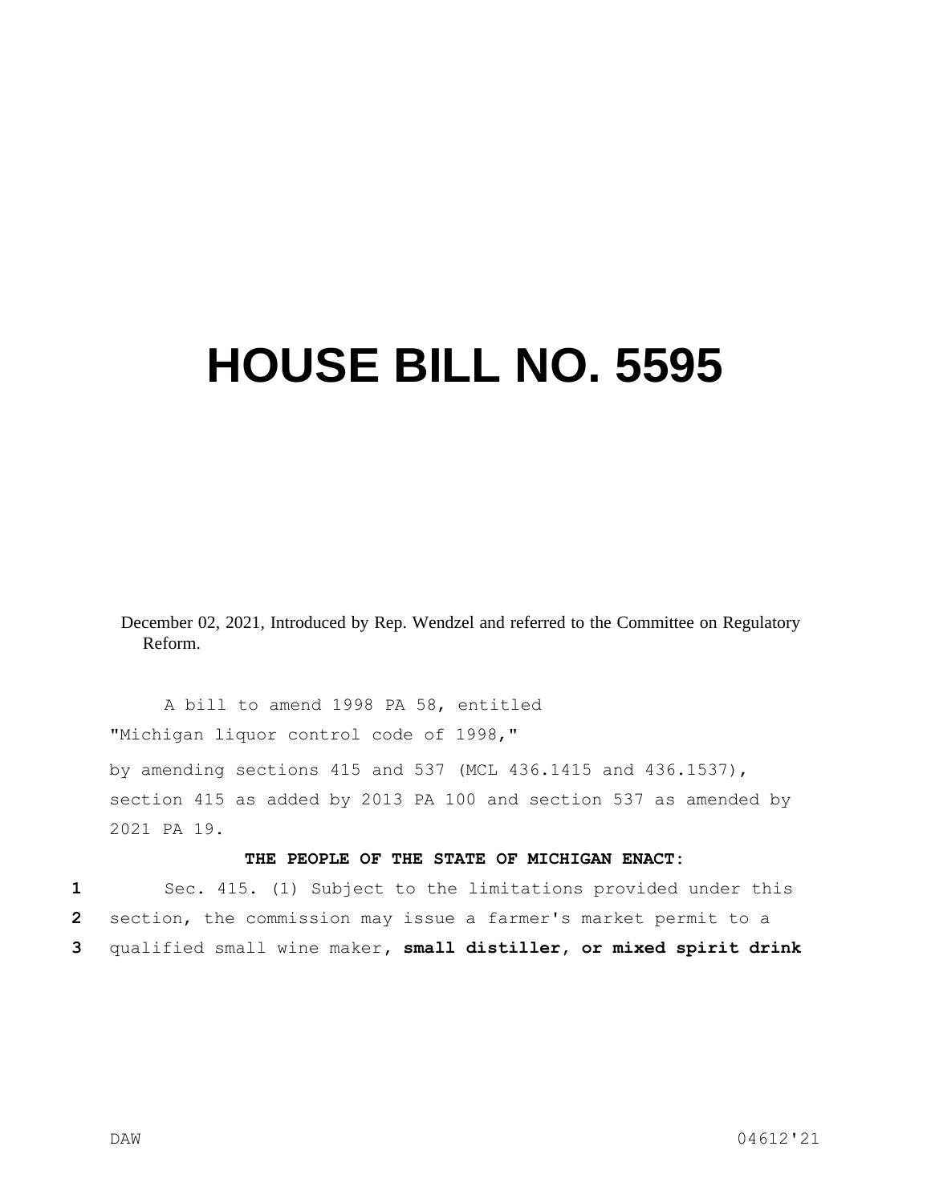# HOUSE BILL NO. 5595

December 02, 2021, Introduced by Rep. Wendzel and referred to the Committee on Regulatory Reform.

A bill to amend 1998 PA 58, entitled

"Michigan liquor control code of 1998,"

by amending sections 415 and 537 (MCL 436.1415 and 436.1537), section 415 as added by 2013 PA 100 and section 537 as amended by 2021 PA 19.

**THE PEOPLE OF THE STATE OF MICHIGAN ENACT:**

1 Sec. 415. (1) Subject to the limitations provided under this
2 section, the commission may issue a farmer's market permit to a
3 qualified small wine maker**, small distiller, or mixed spirit drink**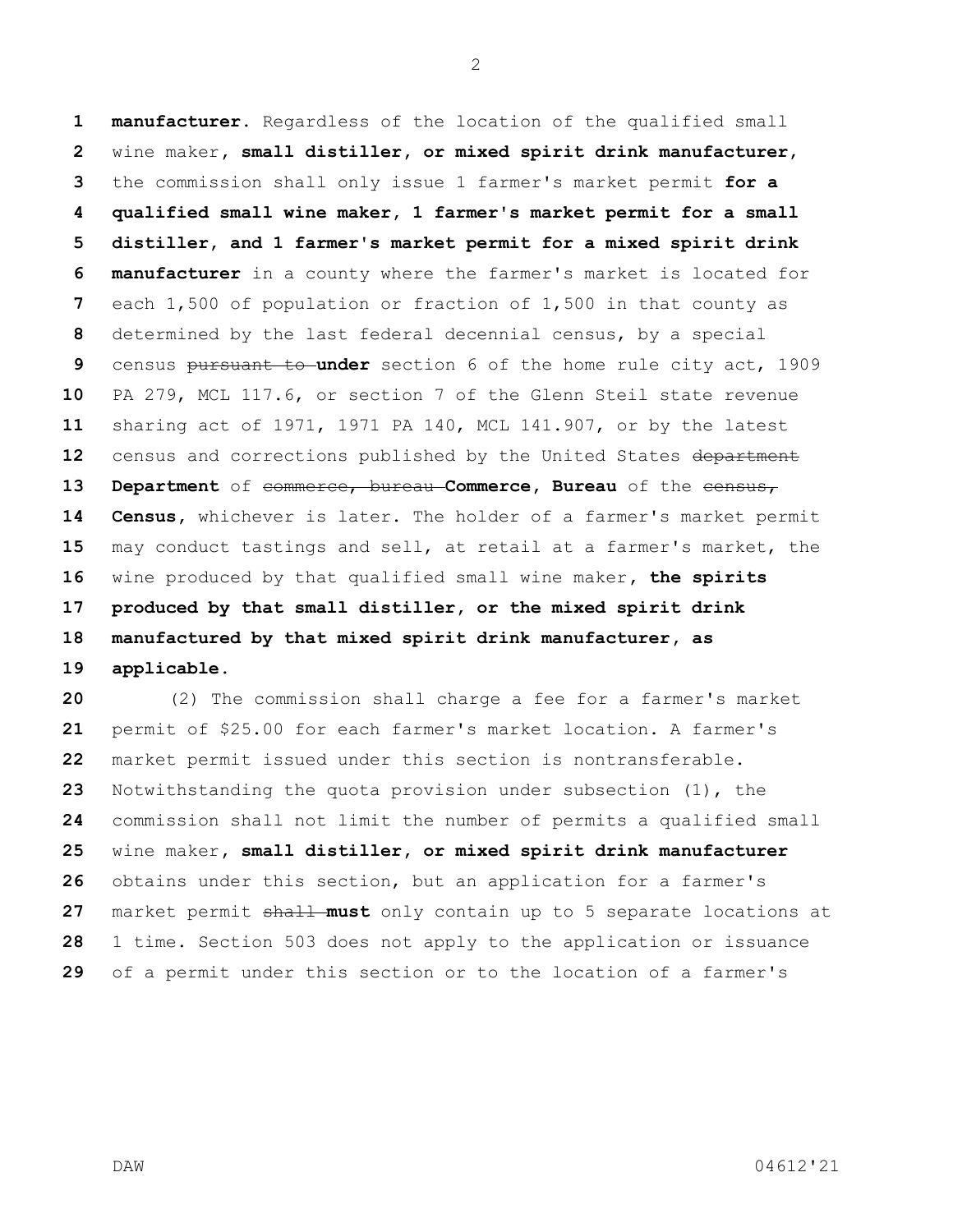**manufacturer.** Regardless of the location of the qualified small wine maker**, small distiller, or mixed spirit drink manufacturer,** the commission shall only issue 1 farmer's market permit **for a qualified small wine maker, 1 farmer's market permit for a small distiller, and 1 farmer's market permit for a mixed spirit drink manufacturer** in a county where the farmer's market is located for each 1,500 of population or fraction of 1,500 in that county as determined by the last federal decennial census, by a special census ~~pursuant to~~ **under** section 6 of the home rule city act, 1909 PA 279, MCL 117.6, or section 7 of the Glenn Steil state revenue sharing act of 1971, 1971 PA 140, MCL 141.907, or by the latest census and corrections published by the United States ~~department~~ **Department** of ~~commerce, bureau~~ **Commerce, Bureau** of the ~~census,~~ **Census,** whichever is later. The holder of a farmer's market permit may conduct tastings and sell, at retail at a farmer's market, the wine produced by that qualified small wine maker**, the spirits produced by that small distiller, or the mixed spirit drink manufactured by that mixed spirit drink manufacturer, as applicable.**

(2) The commission shall charge a fee for a farmer's market permit of $25.00 for each farmer's market location. A farmer's market permit issued under this section is nontransferable. Notwithstanding the quota provision under subsection (1), the commission shall not limit the number of permits a qualified small wine maker**, small distiller, or mixed spirit drink manufacturer** obtains under this section, but an application for a farmer's market permit ~~shall~~ **must** only contain up to 5 separate locations at 1 time. Section 503 does not apply to the application or issuance of a permit under this section or to the location of a farmer's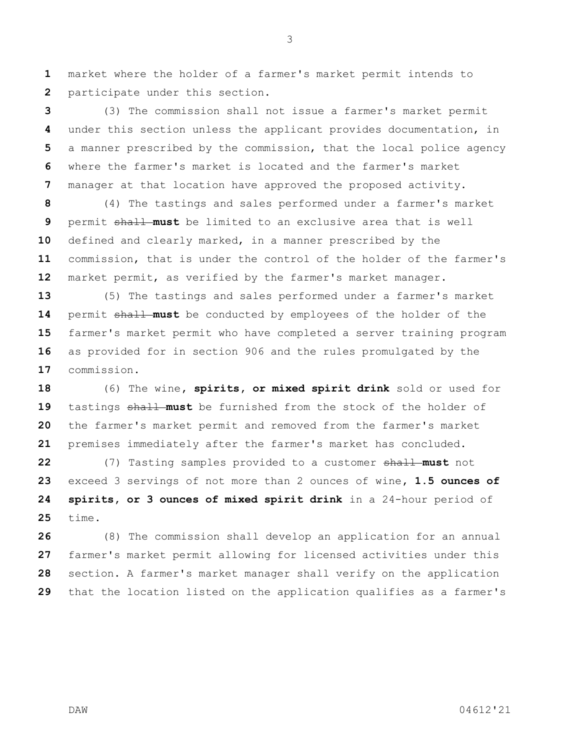market where the holder of a farmer's market permit intends to participate under this section.

(3) The commission shall not issue a farmer's market permit under this section unless the applicant provides documentation, in a manner prescribed by the commission, that the local police agency where the farmer's market is located and the farmer's market manager at that location have approved the proposed activity.

(4) The tastings and sales performed under a farmer's market permit ~~shall~~ **must** be limited to an exclusive area that is well defined and clearly marked, in a manner prescribed by the commission, that is under the control of the holder of the farmer's market permit, as verified by the farmer's market manager.

(5) The tastings and sales performed under a farmer's market permit ~~shall~~ **must** be conducted by employees of the holder of the farmer's market permit who have completed a server training program as provided for in section 906 and the rules promulgated by the commission.

(6) The wine**, spirits, or mixed spirit drink** sold or used for tastings ~~shall~~ **must** be furnished from the stock of the holder of the farmer's market permit and removed from the farmer's market premises immediately after the farmer's market has concluded.

(7) Tasting samples provided to a customer ~~shall~~ **must** not exceed 3 servings of not more than 2 ounces of wine**, 1.5 ounces of spirits, or 3 ounces of mixed spirit drink** in a 24-hour period of time.

(8) The commission shall develop an application for an annual farmer's market permit allowing for licensed activities under this section. A farmer's market manager shall verify on the application that the location listed on the application qualifies as a farmer's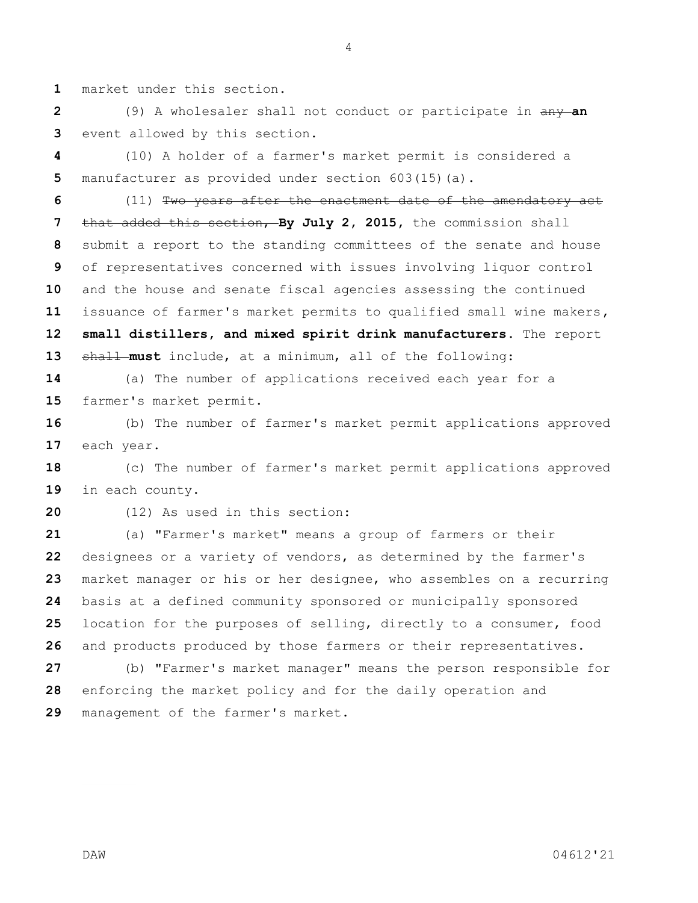market under this section.

(9) A wholesaler shall not conduct or participate in ~~any~~ **an** event allowed by this section.

(10) A holder of a farmer's market permit is considered a manufacturer as provided under section 603(15)(a).

(11) ~~Two years after the enactment date of the amendatory act that added this section,~~ **By July 2, 2015,** the commission shall submit a report to the standing committees of the senate and house of representatives concerned with issues involving liquor control and the house and senate fiscal agencies assessing the continued issuance of farmer's market permits to qualified small wine makers, **small distillers, and mixed spirit drink manufacturers.** The report ~~shall~~ **must** include, at a minimum, all of the following:

(a) The number of applications received each year for a farmer's market permit.

(b) The number of farmer's market permit applications approved each year.

(c) The number of farmer's market permit applications approved in each county.

(12) As used in this section:

(a) "Farmer's market" means a group of farmers or their designees or a variety of vendors, as determined by the farmer's market manager or his or her designee, who assembles on a recurring basis at a defined community sponsored or municipally sponsored location for the purposes of selling, directly to a consumer, food and products produced by those farmers or their representatives.

(b) "Farmer's market manager" means the person responsible for enforcing the market policy and for the daily operation and management of the farmer's market.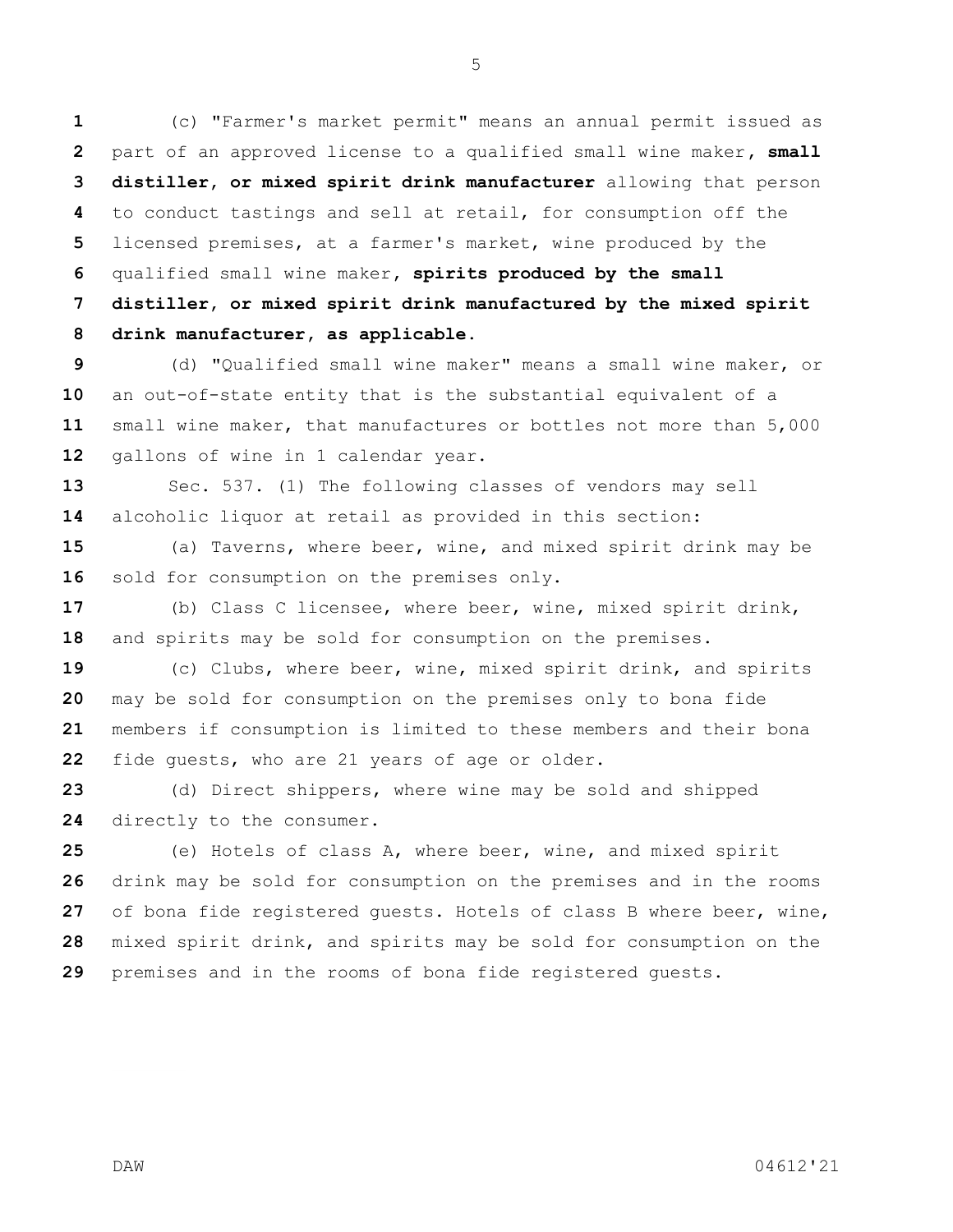(c) "Farmer's market permit" means an annual permit issued as part of an approved license to a qualified small wine maker, **small distiller, or mixed spirit drink manufacturer** allowing that person to conduct tastings and sell at retail, for consumption off the licensed premises, at a farmer's market, wine produced by the qualified small wine maker, **spirits produced by the small distiller, or mixed spirit drink manufactured by the mixed spirit drink manufacturer, as applicable.**

(d) "Qualified small wine maker" means a small wine maker, or an out-of-state entity that is the substantial equivalent of a small wine maker, that manufactures or bottles not more than 5,000 gallons of wine in 1 calendar year.

Sec. 537. (1) The following classes of vendors may sell alcoholic liquor at retail as provided in this section:

(a) Taverns, where beer, wine, and mixed spirit drink may be sold for consumption on the premises only.

(b) Class C licensee, where beer, wine, mixed spirit drink, and spirits may be sold for consumption on the premises.

(c) Clubs, where beer, wine, mixed spirit drink, and spirits may be sold for consumption on the premises only to bona fide members if consumption is limited to these members and their bona fide guests, who are 21 years of age or older.

(d) Direct shippers, where wine may be sold and shipped directly to the consumer.

(e) Hotels of class A, where beer, wine, and mixed spirit drink may be sold for consumption on the premises and in the rooms of bona fide registered guests. Hotels of class B where beer, wine, mixed spirit drink, and spirits may be sold for consumption on the premises and in the rooms of bona fide registered guests.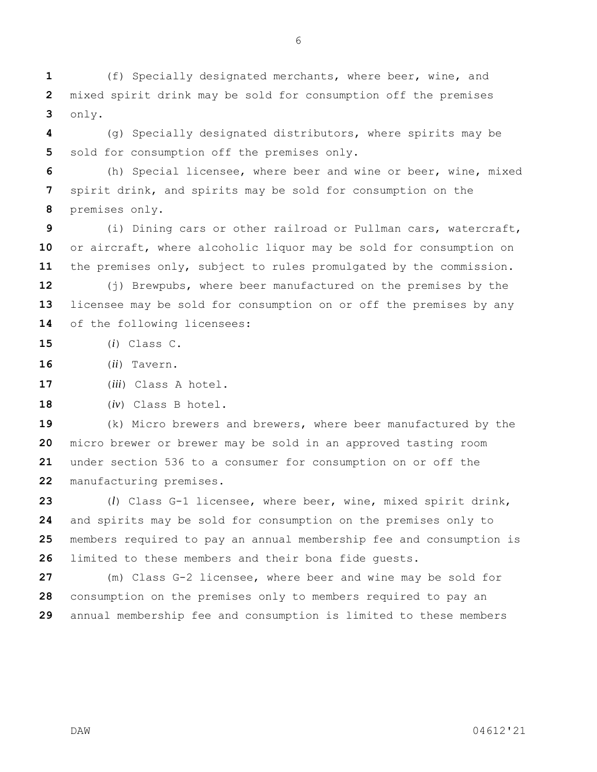(f) Specially designated merchants, where beer, wine, and mixed spirit drink may be sold for consumption off the premises only.

(g) Specially designated distributors, where spirits may be sold for consumption off the premises only.

(h) Special licensee, where beer and wine or beer, wine, mixed spirit drink, and spirits may be sold for consumption on the premises only.

(i) Dining cars or other railroad or Pullman cars, watercraft, or aircraft, where alcoholic liquor may be sold for consumption on the premises only, subject to rules promulgated by the commission.

(j) Brewpubs, where beer manufactured on the premises by the licensee may be sold for consumption on or off the premises by any of the following licensees:

(*i*) Class C.

(*ii*) Tavern.

(*iii*) Class A hotel.

(*iv*) Class B hotel.

(k) Micro brewers and brewers, where beer manufactured by the micro brewer or brewer may be sold in an approved tasting room under section 536 to a consumer for consumption on or off the manufacturing premises.

(*l*) Class G-1 licensee, where beer, wine, mixed spirit drink, and spirits may be sold for consumption on the premises only to members required to pay an annual membership fee and consumption is limited to these members and their bona fide guests.

(m) Class G-2 licensee, where beer and wine may be sold for consumption on the premises only to members required to pay an annual membership fee and consumption is limited to these members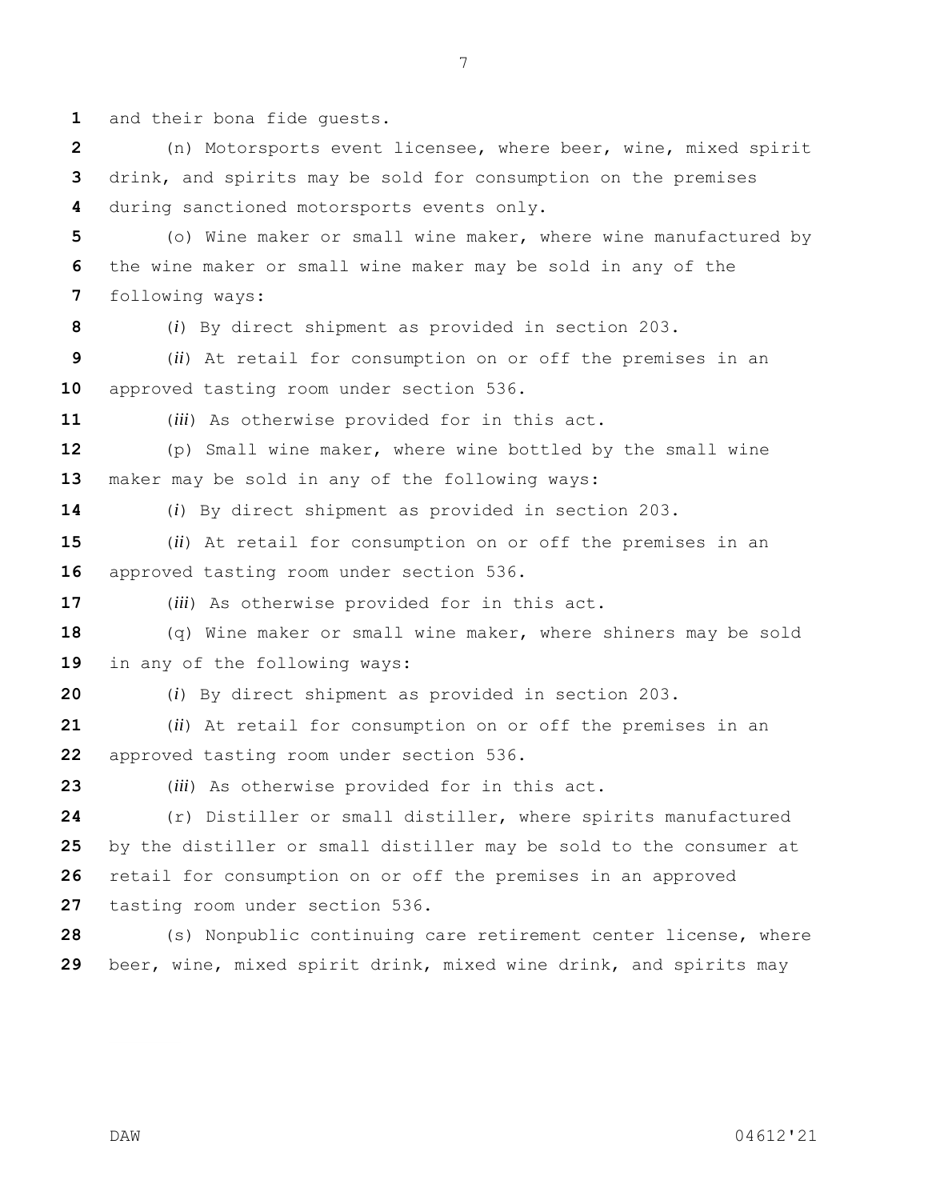and their bona fide guests.

(n) Motorsports event licensee, where beer, wine, mixed spirit drink, and spirits may be sold for consumption on the premises during sanctioned motorsports events only.

(o) Wine maker or small wine maker, where wine manufactured by the wine maker or small wine maker may be sold in any of the following ways:

(*i*) By direct shipment as provided in section 203.

(*ii*) At retail for consumption on or off the premises in an approved tasting room under section 536.

(*iii*) As otherwise provided for in this act.

(p) Small wine maker, where wine bottled by the small wine maker may be sold in any of the following ways:

(*i*) By direct shipment as provided in section 203.

(*ii*) At retail for consumption on or off the premises in an approved tasting room under section 536.

(*iii*) As otherwise provided for in this act.

(q) Wine maker or small wine maker, where shiners may be sold in any of the following ways:

(*i*) By direct shipment as provided in section 203.

(*ii*) At retail for consumption on or off the premises in an approved tasting room under section 536.

(*iii*) As otherwise provided for in this act.

(r) Distiller or small distiller, where spirits manufactured by the distiller or small distiller may be sold to the consumer at retail for consumption on or off the premises in an approved tasting room under section 536.

(s) Nonpublic continuing care retirement center license, where beer, wine, mixed spirit drink, mixed wine drink, and spirits may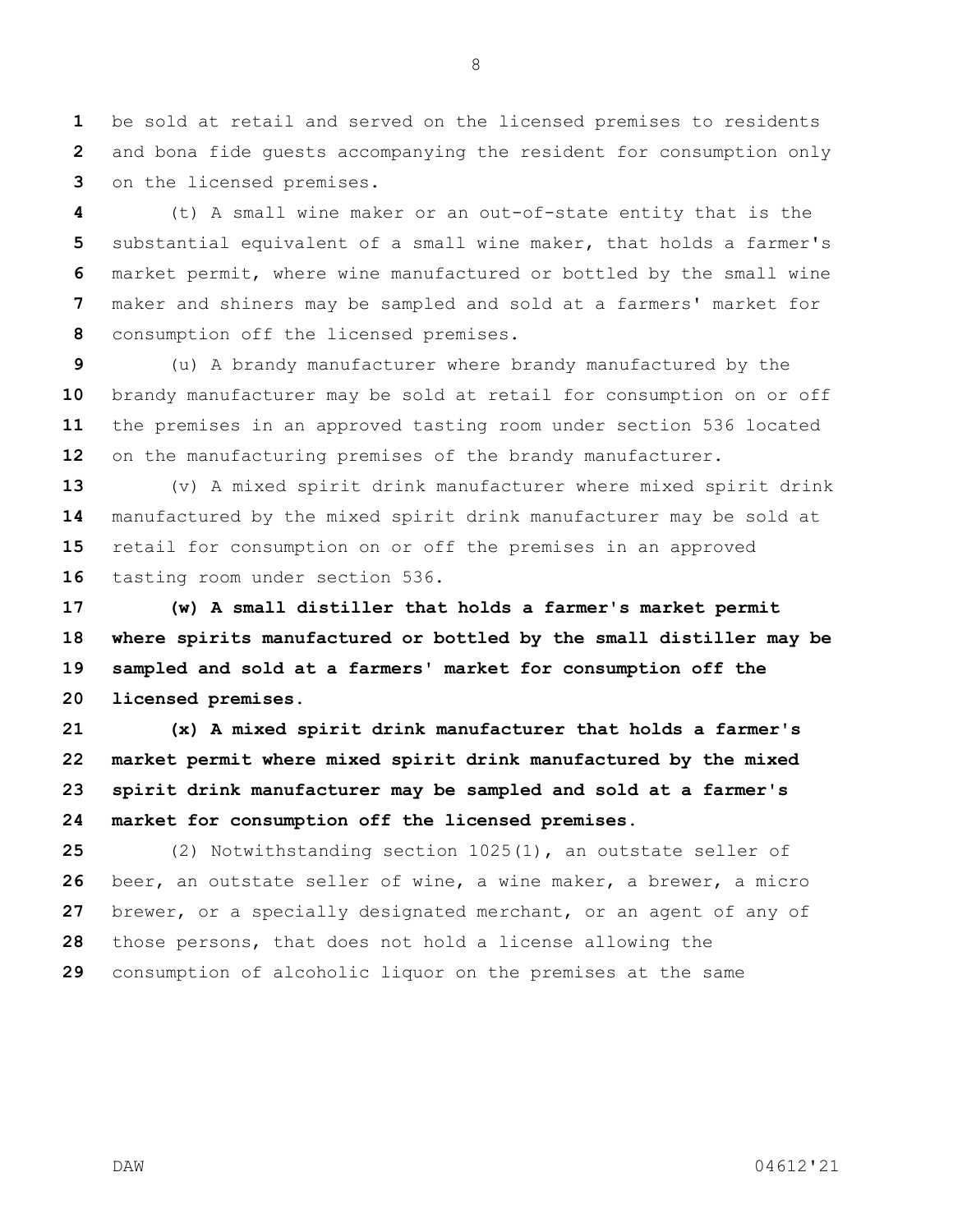be sold at retail and served on the licensed premises to residents and bona fide guests accompanying the resident for consumption only on the licensed premises.

(t) A small wine maker or an out-of-state entity that is the substantial equivalent of a small wine maker, that holds a farmer's market permit, where wine manufactured or bottled by the small wine maker and shiners may be sampled and sold at a farmers' market for consumption off the licensed premises.

(u) A brandy manufacturer where brandy manufactured by the brandy manufacturer may be sold at retail for consumption on or off the premises in an approved tasting room under section 536 located on the manufacturing premises of the brandy manufacturer.

(v) A mixed spirit drink manufacturer where mixed spirit drink manufactured by the mixed spirit drink manufacturer may be sold at retail for consumption on or off the premises in an approved tasting room under section 536.

**(w) A small distiller that holds a farmer's market permit where spirits manufactured or bottled by the small distiller may be sampled and sold at a farmers' market for consumption off the licensed premises.**

**(x) A mixed spirit drink manufacturer that holds a farmer's market permit where mixed spirit drink manufactured by the mixed spirit drink manufacturer may be sampled and sold at a farmer's market for consumption off the licensed premises.**

(2) Notwithstanding section 1025(1), an outstate seller of beer, an outstate seller of wine, a wine maker, a brewer, a micro brewer, or a specially designated merchant, or an agent of any of those persons, that does not hold a license allowing the consumption of alcoholic liquor on the premises at the same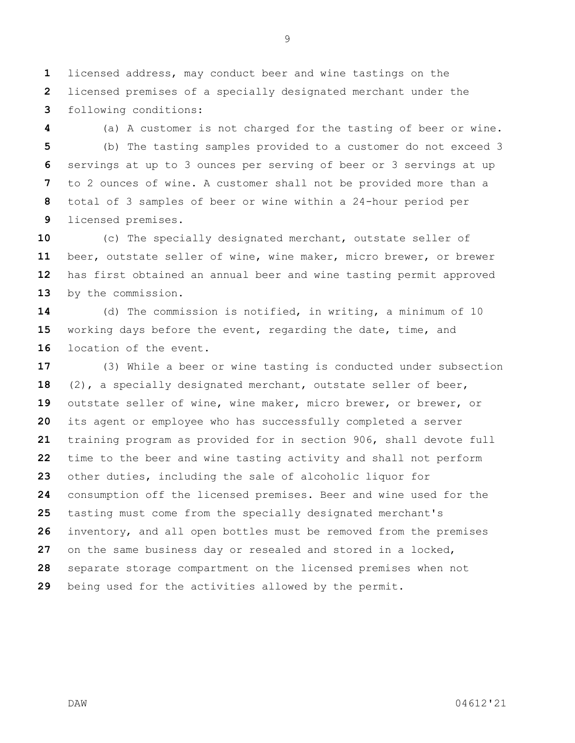licensed address, may conduct beer and wine tastings on the licensed premises of a specially designated merchant under the following conditions:

(a) A customer is not charged for the tasting of beer or wine.

(b) The tasting samples provided to a customer do not exceed 3 servings at up to 3 ounces per serving of beer or 3 servings at up to 2 ounces of wine. A customer shall not be provided more than a total of 3 samples of beer or wine within a 24-hour period per licensed premises.

(c) The specially designated merchant, outstate seller of beer, outstate seller of wine, wine maker, micro brewer, or brewer has first obtained an annual beer and wine tasting permit approved by the commission.

(d) The commission is notified, in writing, a minimum of 10 working days before the event, regarding the date, time, and location of the event.

(3) While a beer or wine tasting is conducted under subsection (2), a specially designated merchant, outstate seller of beer, outstate seller of wine, wine maker, micro brewer, or brewer, or its agent or employee who has successfully completed a server training program as provided for in section 906, shall devote full time to the beer and wine tasting activity and shall not perform other duties, including the sale of alcoholic liquor for consumption off the licensed premises. Beer and wine used for the tasting must come from the specially designated merchant's inventory, and all open bottles must be removed from the premises on the same business day or resealed and stored in a locked, separate storage compartment on the licensed premises when not being used for the activities allowed by the permit.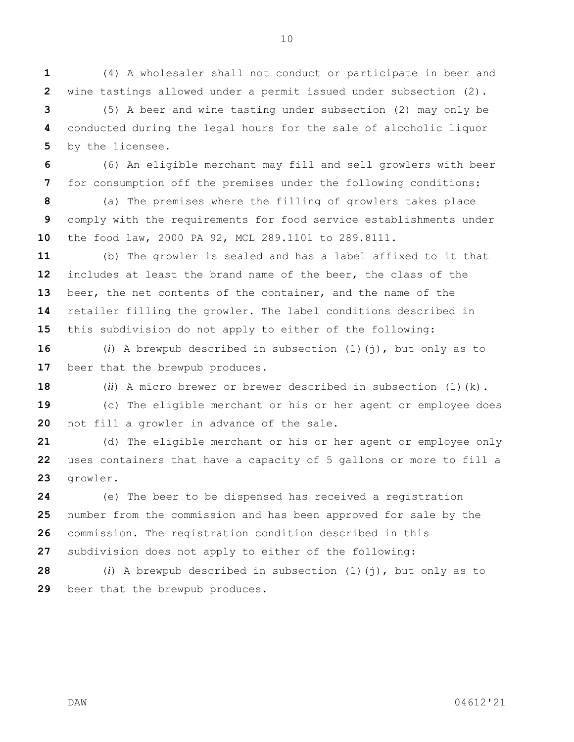(4) A wholesaler shall not conduct or participate in beer and wine tastings allowed under a permit issued under subsection (2).

(5) A beer and wine tasting under subsection (2) may only be conducted during the legal hours for the sale of alcoholic liquor by the licensee.

(6) An eligible merchant may fill and sell growlers with beer for consumption off the premises under the following conditions:

(a) The premises where the filling of growlers takes place comply with the requirements for food service establishments under the food law, 2000 PA 92, MCL 289.1101 to 289.8111.

(b) The growler is sealed and has a label affixed to it that includes at least the brand name of the beer, the class of the beer, the net contents of the container, and the name of the retailer filling the growler. The label conditions described in this subdivision do not apply to either of the following:

(*i*) A brewpub described in subsection (1)(j), but only as to beer that the brewpub produces.

(*ii*) A micro brewer or brewer described in subsection (1)(k).

(c) The eligible merchant or his or her agent or employee does not fill a growler in advance of the sale.

(d) The eligible merchant or his or her agent or employee only uses containers that have a capacity of 5 gallons or more to fill a growler.

(e) The beer to be dispensed has received a registration number from the commission and has been approved for sale by the commission. The registration condition described in this subdivision does not apply to either of the following:

(*i*) A brewpub described in subsection (1)(j), but only as to beer that the brewpub produces.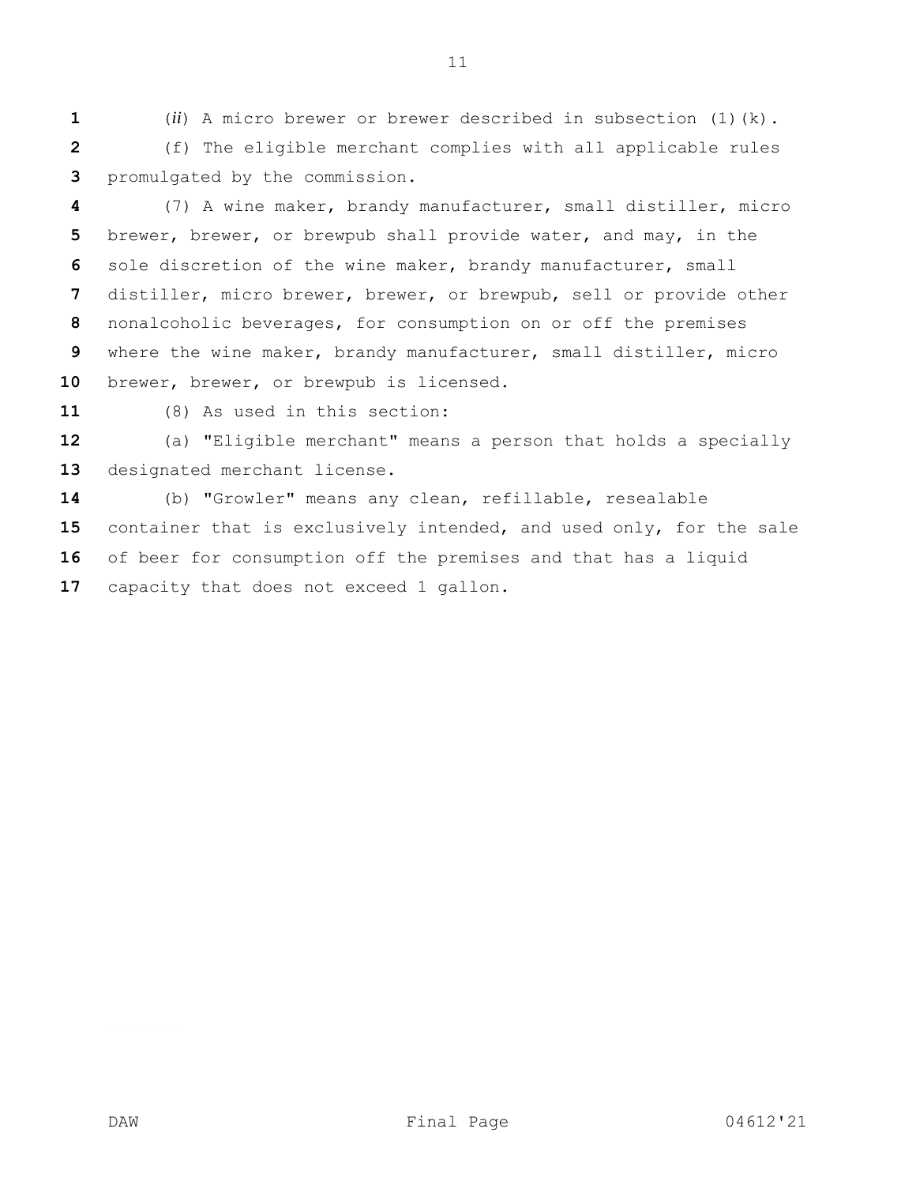(*ii*) A micro brewer or brewer described in subsection (1)(k).

(f) The eligible merchant complies with all applicable rules promulgated by the commission.

(7) A wine maker, brandy manufacturer, small distiller, micro brewer, brewer, or brewpub shall provide water, and may, in the sole discretion of the wine maker, brandy manufacturer, small distiller, micro brewer, brewer, or brewpub, sell or provide other nonalcoholic beverages, for consumption on or off the premises where the wine maker, brandy manufacturer, small distiller, micro brewer, brewer, or brewpub is licensed.

(8) As used in this section:

(a) "Eligible merchant" means a person that holds a specially designated merchant license.

(b) "Growler" means any clean, refillable, resealable container that is exclusively intended, and used only, for the sale of beer for consumption off the premises and that has a liquid capacity that does not exceed 1 gallon.